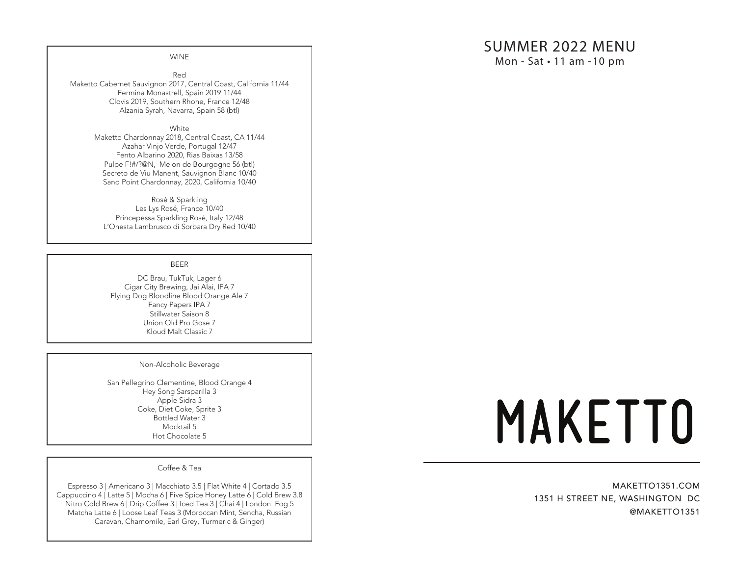## WINE

### Red

Maketto Cabernet Sauvignon 2017, Central Coast, California 11/44
Fermina Monastrell, Spain 2019 11/44
Clovis 2019, Southern Rhone, France 12/48
Alzania Syrah, Navarra, Spain 58 (btl)

### White

Maketto Chardonnay 2018, Central Coast, CA 11/44
Azahar Vinjo Verde, Portugal 12/47
Fento Albarino 2020, Rias Baixas 13/58
Pulpe F!#/?@N, Melon de Bourgogne 56 (btl)
Secreto de Viu Manent, Sauvignon Blanc 10/40
Sand Point Chardonnay, 2020, California 10/40

### Rosé & Sparkling

Les Lys Rosé, France 10/40
Princepessa Sparkling Rosé, Italy 12/48
L'Onesta Lambrusco di Sorbara Dry Red 10/40

## BEER

DC Brau, TukTuk, Lager 6
Cigar City Brewing, Jai Alai, IPA 7
Flying Dog Bloodline Blood Orange Ale 7
Fancy Papers IPA 7
Stillwater Saison 8
Union Old Pro Gose 7
Kloud Malt Classic 7

## Non-Alcoholic Beverage

San Pellegrino Clementine, Blood Orange 4
Hey Song Sarsparilla 3
Apple Sidra 3
Coke, Diet Coke, Sprite 3
Bottled Water 3
Mocktail 5
Hot Chocolate 5

## Coffee & Tea

Espresso 3 | Americano 3 | Macchiato 3.5 | Flat White 4 | Cortado 3.5
Cappuccino 4 | Latte 5 | Mocha 6 | Five Spice Honey Latte 6 | Cold Brew 3.8
Nitro Cold Brew 6 | Drip Coffee 3 | Iced Tea 3 | Chai 4 | London Fog 5
Matcha Latte 6 | Loose Leaf Teas 3 (Moroccan Mint, Sencha, Russian Caravan, Chamomile, Earl Grey, Turmeric & Ginger)

# SUMMER 2022 MENU

Mon - Sat • 11 am - 10 pm

# MAKETTO

MAKETTO1351.COM
1351 H STREET NE, WASHINGTON DC
@MAKETTO1351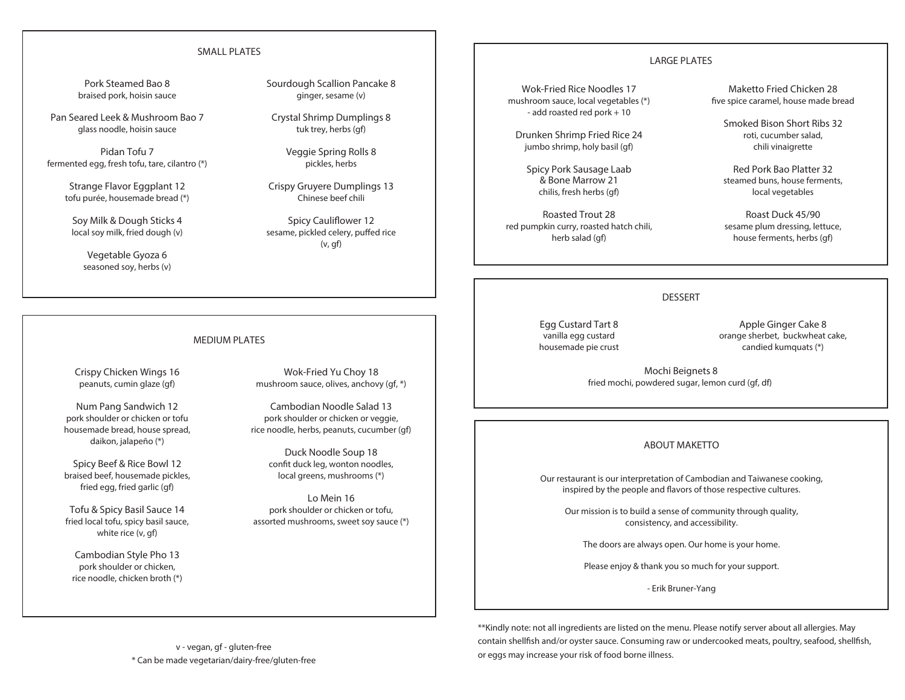## SMALL PLATES

Pork Steamed Bao 8
braised pork, hoisin sauce

Pan Seared Leek & Mushroom Bao 7
glass noodle, hoisin sauce

Pidan Tofu 7
fermented egg, fresh tofu, tare, cilantro (*)

Strange Flavor Eggplant 12
tofu purée, housemade bread (*)

Soy Milk & Dough Sticks 4
local soy milk, fried dough (v)

Vegetable Gyoza 6
seasoned soy, herbs (v)

Sourdough Scallion Pancake 8
ginger, sesame (v)

Crystal Shrimp Dumplings 8
tuk trey, herbs (gf)

Veggie Spring Rolls 8
pickles, herbs

Crispy Gruyere Dumplings 13
Chinese beef chili

Spicy Cauliflower 12
sesame, pickled celery, puffed rice (v, gf)

## MEDIUM PLATES

Crispy Chicken Wings 16
peanuts, cumin glaze (gf)

Num Pang Sandwich 12
pork shoulder or chicken or tofu
housemade bread, house spread, daikon, jalapeño (*)

Spicy Beef & Rice Bowl 12
braised beef, housemade pickles, fried egg, fried garlic (gf)

Tofu & Spicy Basil Sauce 14
fried local tofu, spicy basil sauce, white rice (v, gf)

Cambodian Style Pho 13
pork shoulder or chicken, rice noodle, chicken broth (*)

Wok-Fried Yu Choy 18
mushroom sauce, olives, anchovy (gf, *)

Cambodian Noodle Salad 13
pork shoulder or chicken or veggie, rice noodle, herbs, peanuts, cucumber (gf)

Duck Noodle Soup 18
confit duck leg, wonton noodles, local greens, mushrooms (*)

Lo Mein 16
pork shoulder or chicken or tofu, assorted mushrooms, sweet soy sauce (*)

v - vegan, gf - gluten-free
* Can be made vegetarian/dairy-free/gluten-free

## LARGE PLATES

Wok-Fried Rice Noodles 17
mushroom sauce, local vegetables (*)
- add roasted red pork + 10

Drunken Shrimp Fried Rice 24
jumbo shrimp, holy basil (gf)

Spicy Pork Sausage Laab & Bone Marrow 21
chilis, fresh herbs (gf)

Roasted Trout 28
red pumpkin curry, roasted hatch chili, herb salad (gf)

Maketto Fried Chicken 28
five spice caramel, house made bread

Smoked Bison Short Ribs 32
roti, cucumber salad, chili vinaigrette

Red Pork Bao Platter 32
steamed buns, house ferments, local vegetables

Roast Duck 45/90
sesame plum dressing, lettuce, house ferments, herbs (gf)

## DESSERT

Egg Custard Tart 8
vanilla egg custard
housemade pie crust

Apple Ginger Cake 8
orange sherbet, buckwheat cake, candied kumquats (*)

Mochi Beignets 8
fried mochi, powdered sugar, lemon curd (gf, df)

## ABOUT MAKETTO

Our restaurant is our interpretation of Cambodian and Taiwanese cooking, inspired by the people and flavors of those respective cultures.

Our mission is to build a sense of community through quality, consistency, and accessibility.

The doors are always open. Our home is your home.

Please enjoy & thank you so much for your support.

- Erik Bruner-Yang

**Kindly note: not all ingredients are listed on the menu. Please notify server about all allergies. May contain shellfish and/or oyster sauce. Consuming raw or undercooked meats, poultry, seafood, shellfish, or eggs may increase your risk of food borne illness.